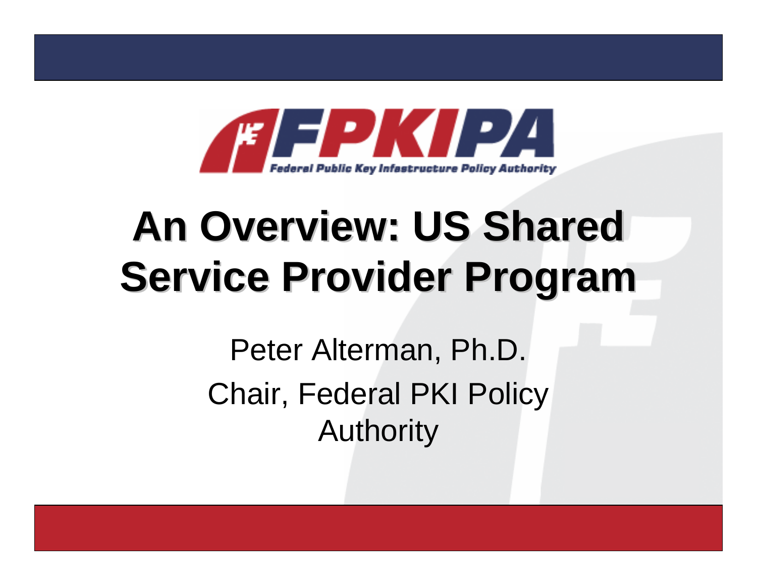FPKIPA

Federal Public Key Infrastructure Policy Authority

# An Overview: US Shared Service Provider Program

Peter Alterman, Ph.D.

Chair, Federal PKI Policy Authority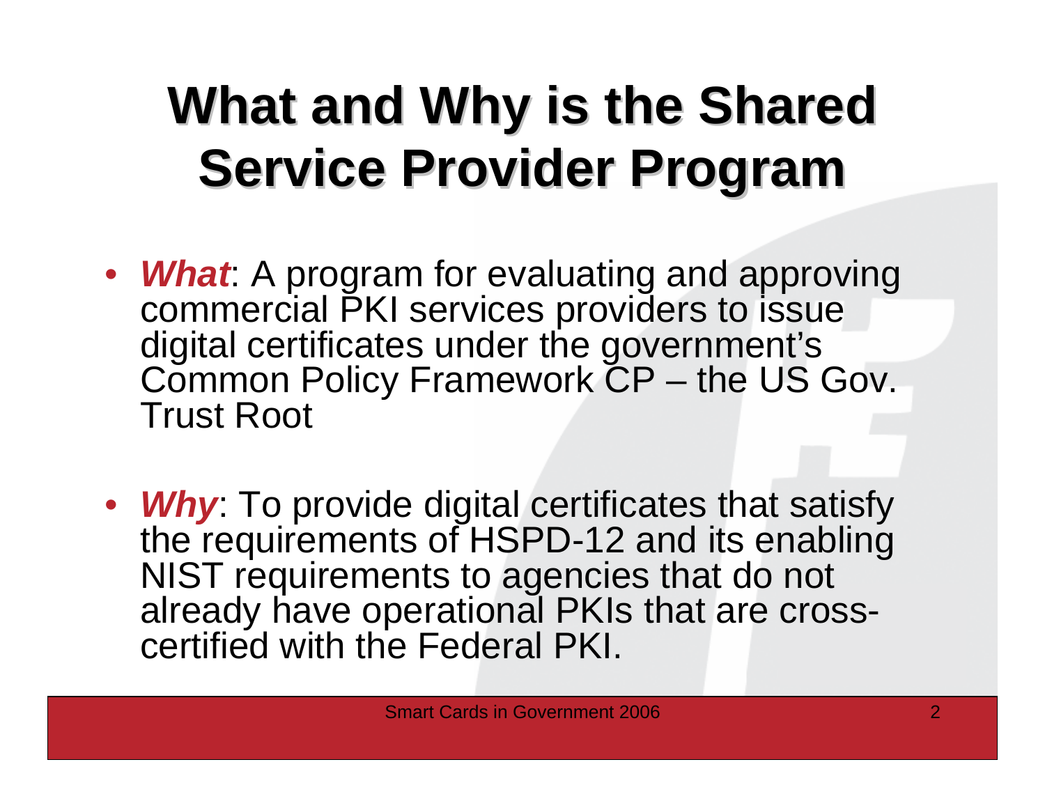# What and Why is the Shared Service Provider Program

- ***What***: A program for evaluating and approving commercial PKI services providers to issue digital certificates under the government's Common Policy Framework CP – the US Gov. Trust Root

- ***Why***: To provide digital certificates that satisfy the requirements of HSPD-12 and its enabling NIST requirements to agencies that do not already have operational PKIs that are cross-certified with the Federal PKI.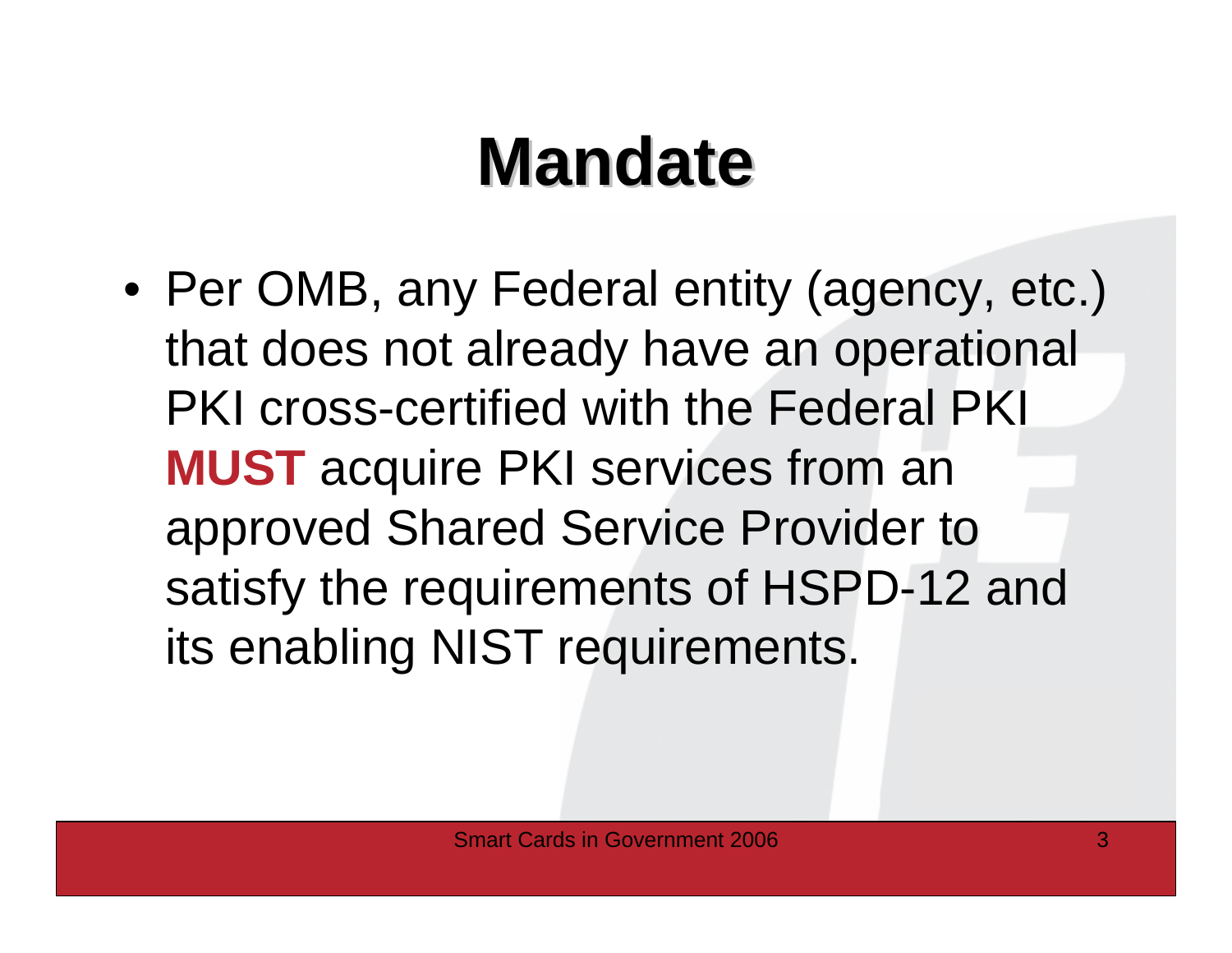# Mandate

- Per OMB, any Federal entity (agency, etc.) that does not already have an operational PKI cross-certified with the Federal PKI **MUST** acquire PKI services from an approved Shared Service Provider to satisfy the requirements of HSPD-12 and its enabling NIST requirements.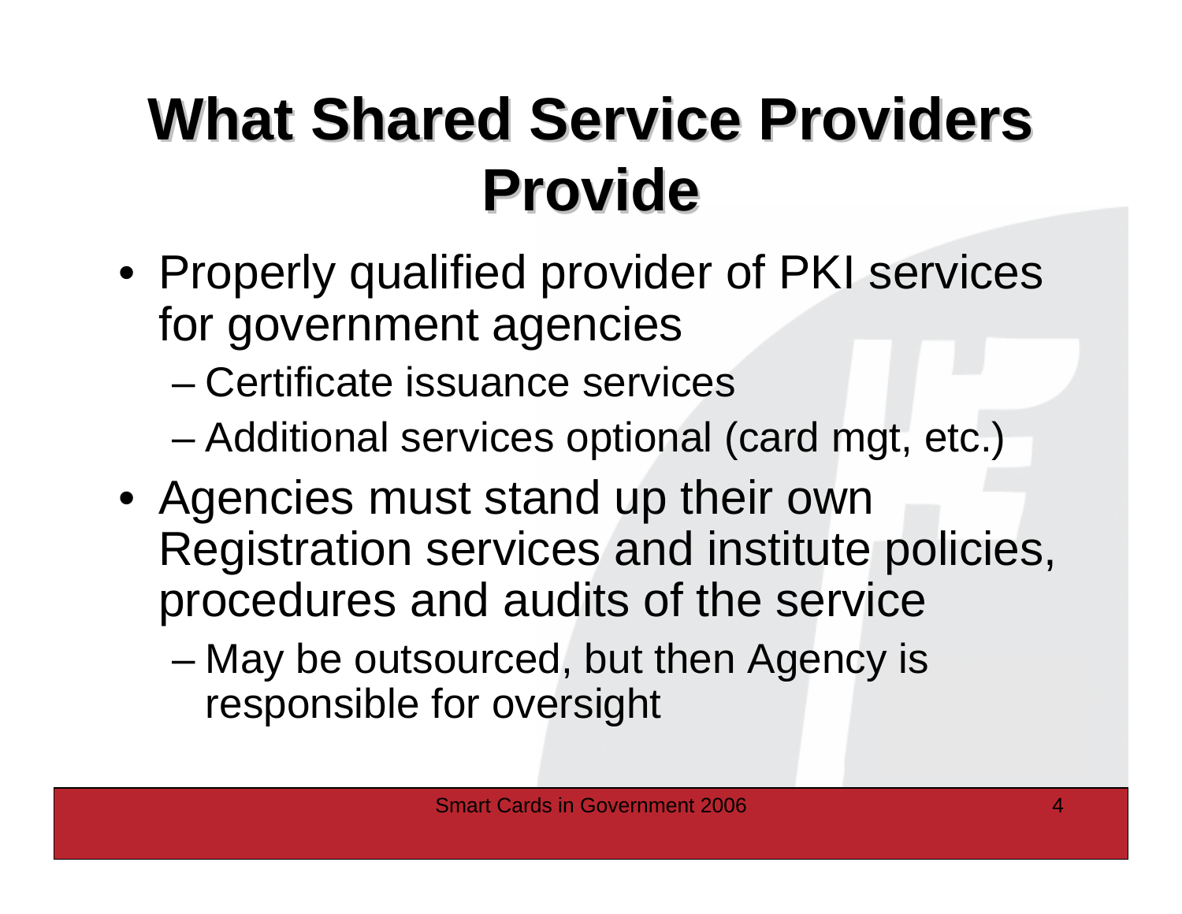# What Shared Service Providers Provide

- Properly qualified provider of PKI services for government agencies
  - Certificate issuance services
  - Additional services optional (card mgt, etc.)
- Agencies must stand up their own Registration services and institute policies, procedures and audits of the service
  - May be outsourced, but then Agency is responsible for oversight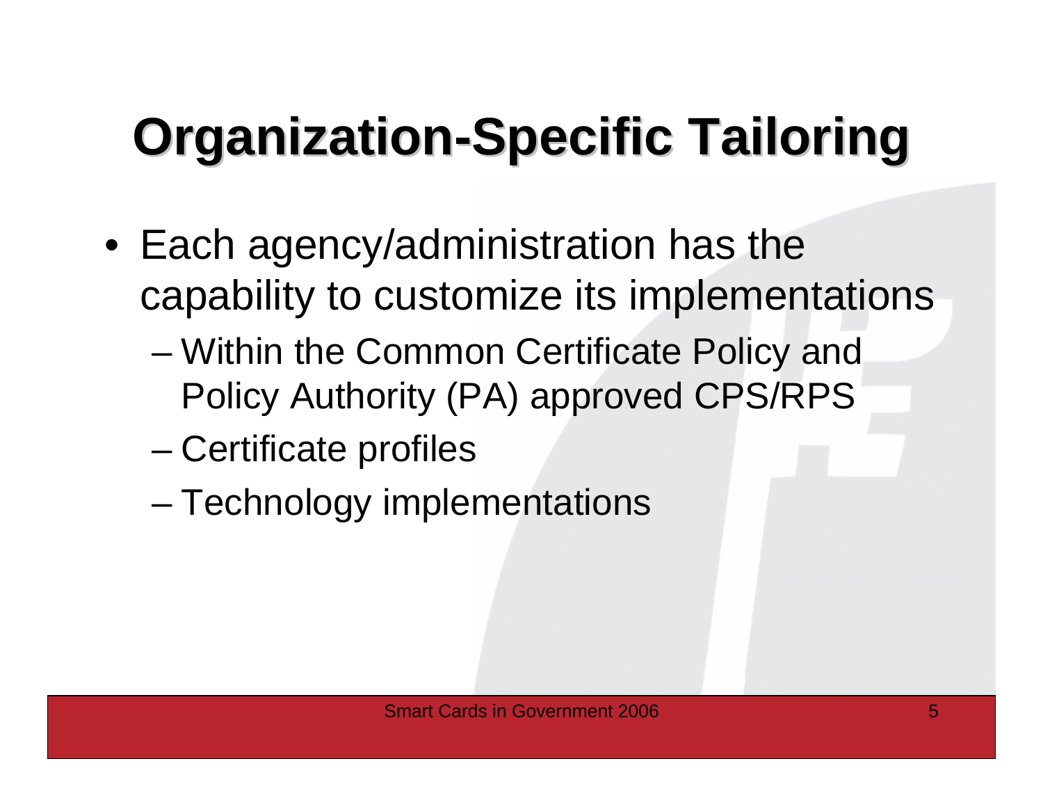# Organization-Specific Tailoring

- Each agency/administration has the capability to customize its implementations
  - Within the Common Certificate Policy and Policy Authority (PA) approved CPS/RPS
  - Certificate profiles
  - Technology implementations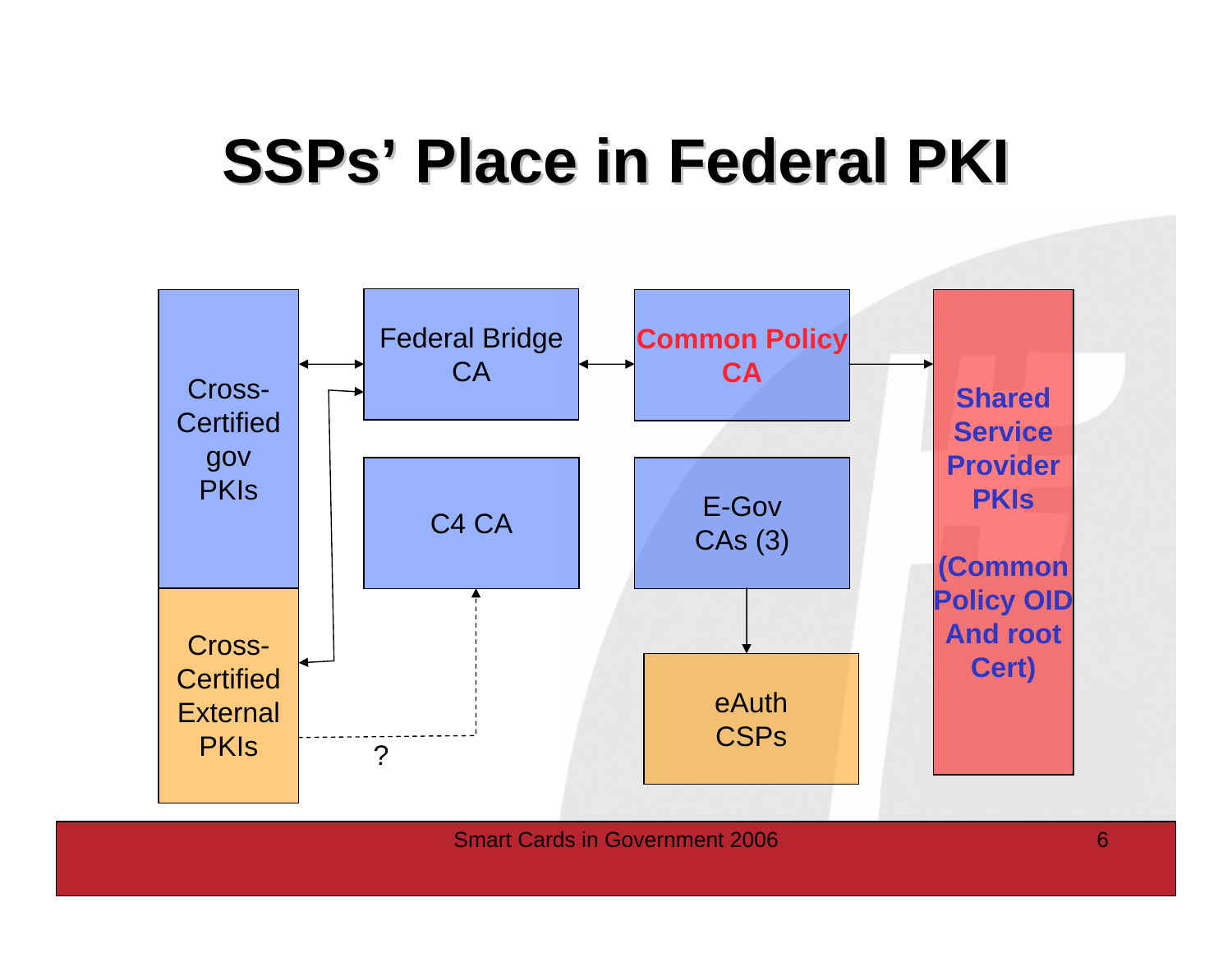# SSPs' Place in Federal PKI

Cross-Certified gov PKIs

Cross-Certified External PKIs

Federal Bridge CA

C4 CA

Common Policy CA

E-Gov CAs (3)

eAuth CSPs

?

**Shared Service Provider PKIs**

**(Common Policy OID And root Cert)**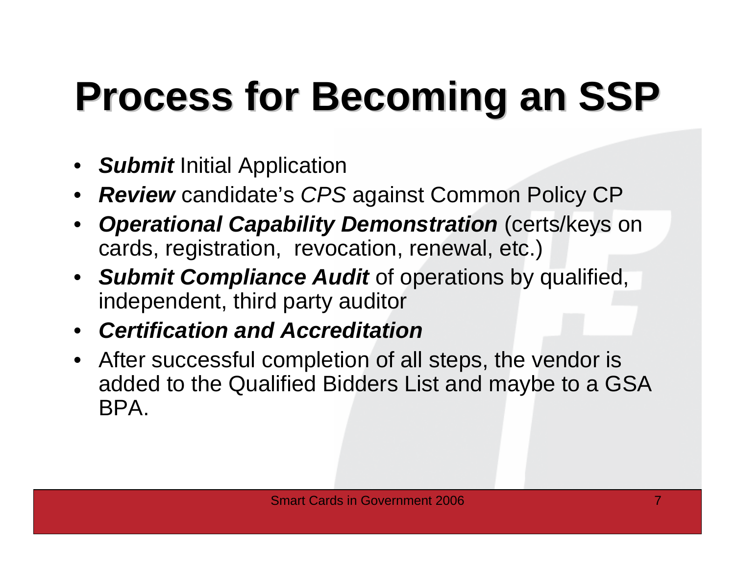# Process for Becoming an SSP

- ***Submit*** Initial Application
- ***Review*** candidate's *CPS* against Common Policy CP
- ***Operational Capability Demonstration*** (certs/keys on cards, registration, revocation, renewal, etc.)
- ***Submit Compliance Audit*** of operations by qualified, independent, third party auditor
- ***Certification and Accreditation***
- After successful completion of all steps, the vendor is added to the Qualified Bidders List and maybe to a GSA BPA.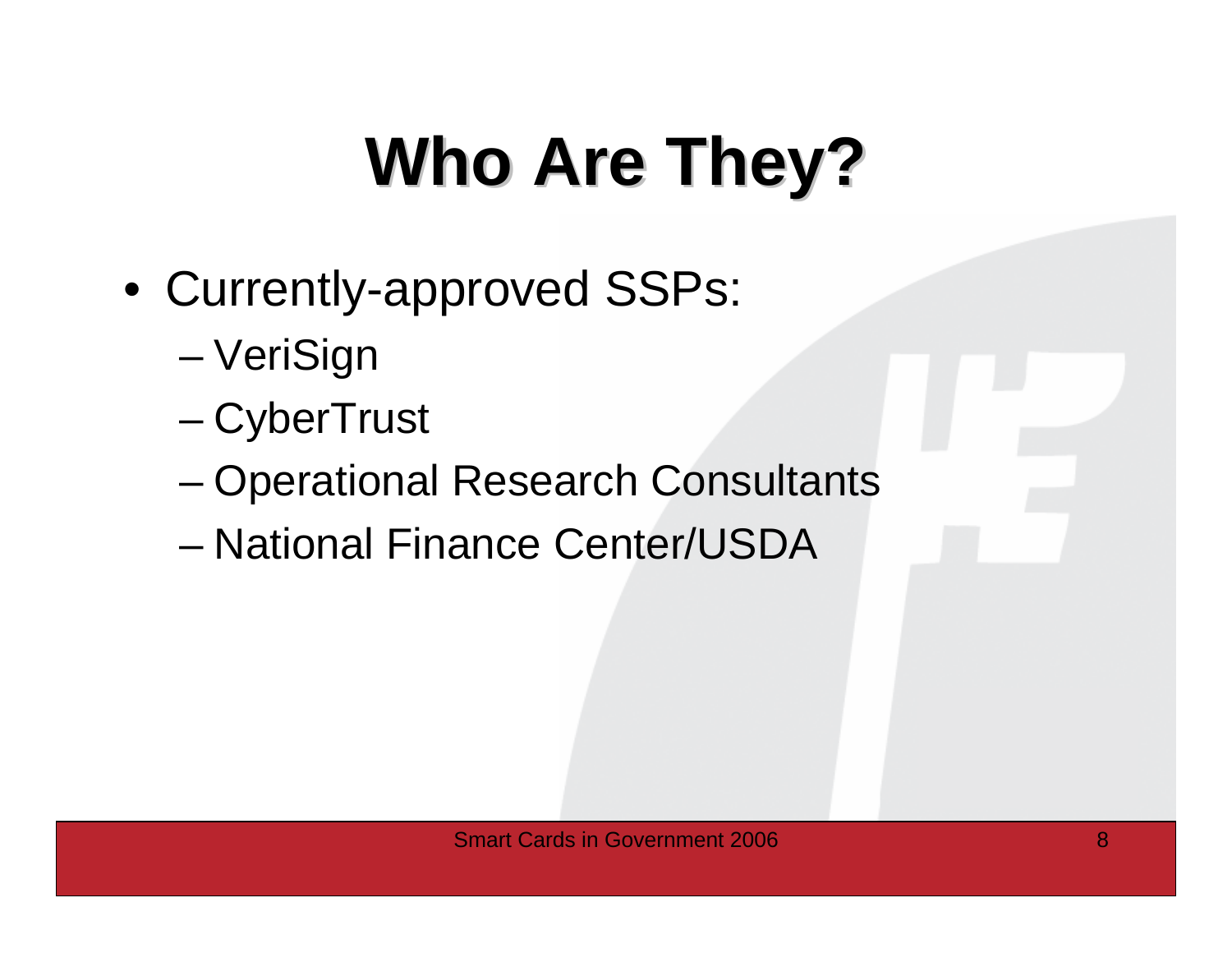# Who Are They?

- Currently-approved SSPs:
  - VeriSign
  - CyberTrust
  - Operational Research Consultants
  - National Finance Center/USDA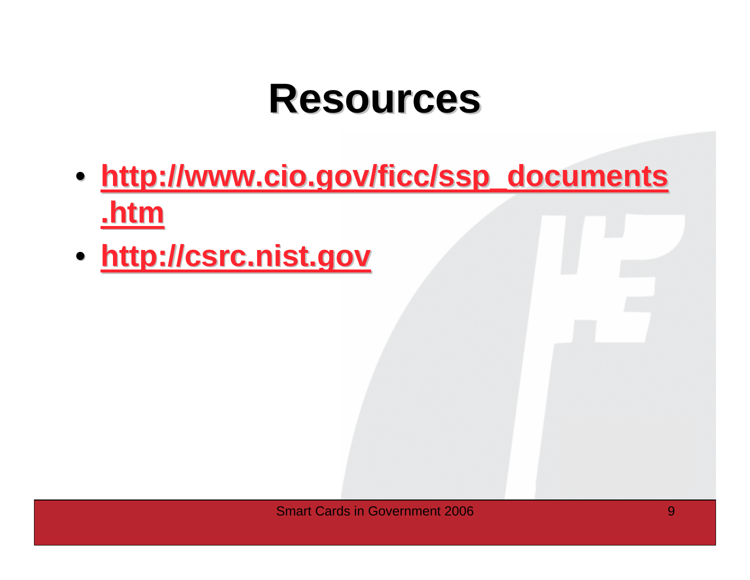# Resources

- http://www.cio.gov/ficc/ssp_documents.htm
- http://csrc.nist.gov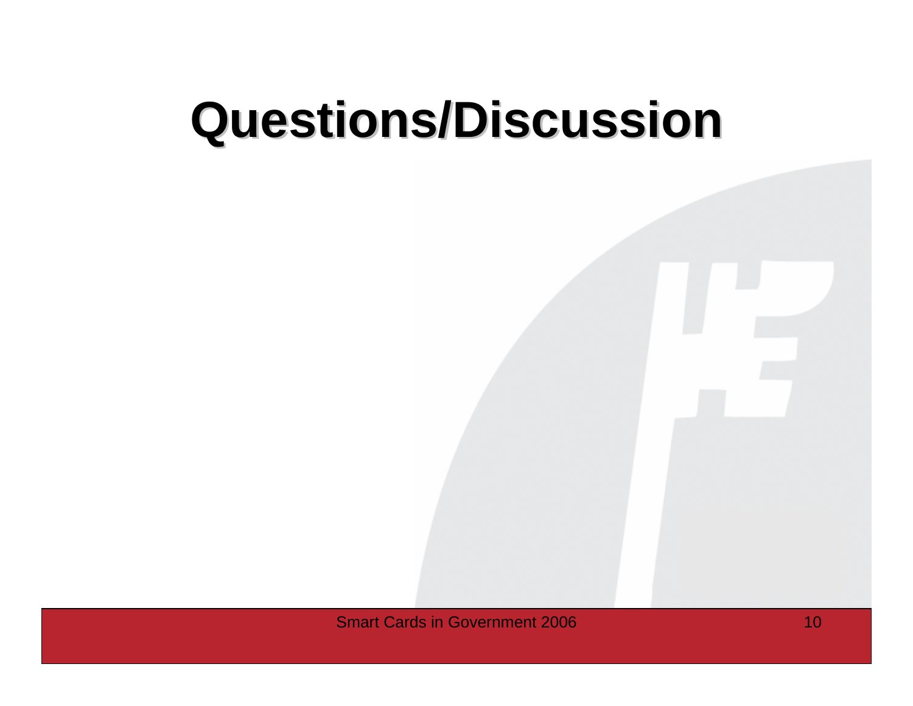# Questions/Discussion